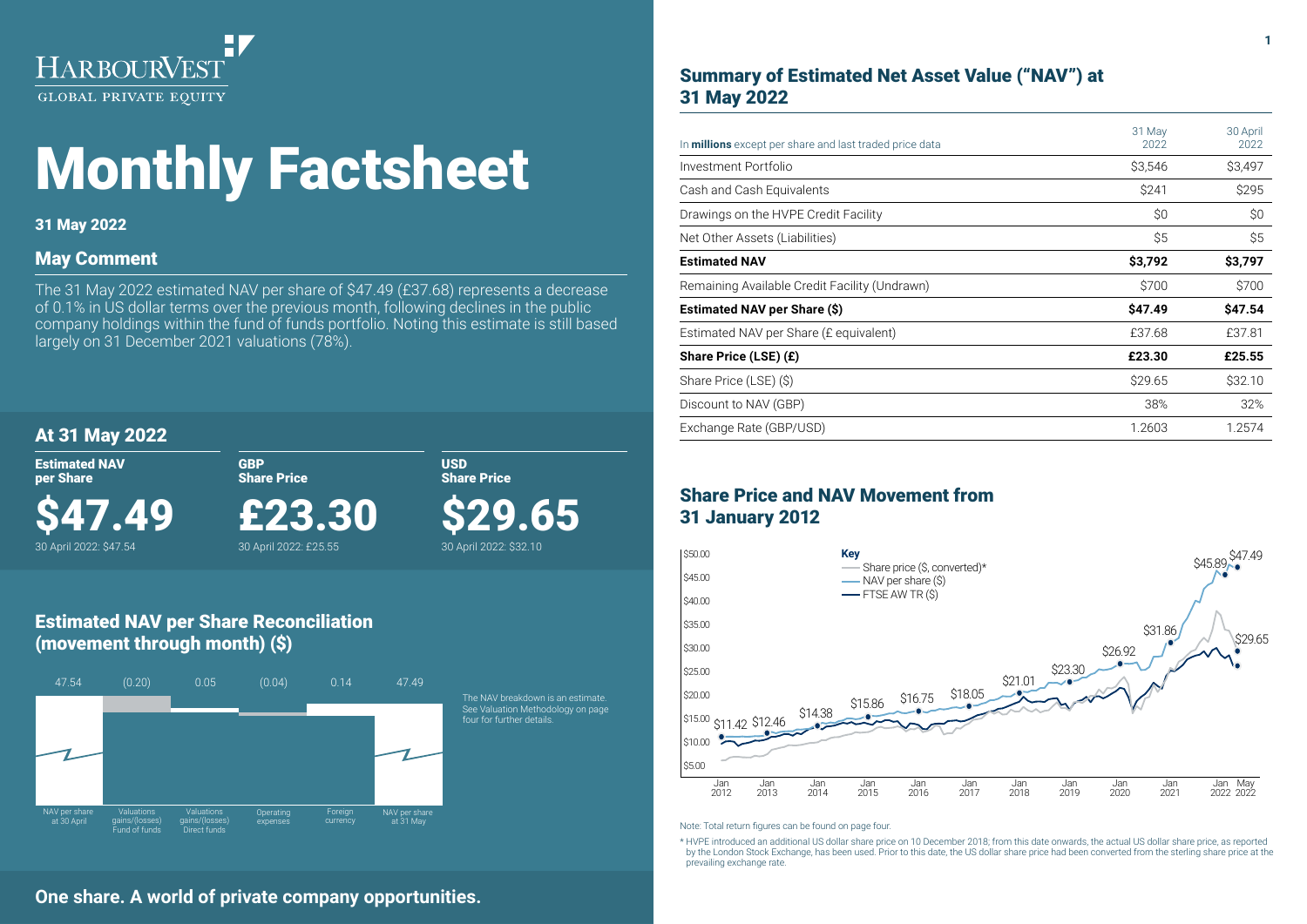HARBOURVEST
GLOBAL PRIVATE EQUITY

# Monthly Factsheet

**31 May 2022**

## May Comment

The 31 May 2022 estimated NAV per share of $47.49 (£37.68) represents a decrease of 0.1% in US dollar terms over the previous month, following declines in the public company holdings within the fund of funds portfolio. Noting this estimate is still based largely on 31 December 2021 valuations (78%).

## At 31 May 2022

| Estimated NAV per Share | GBP Share Price | USD Share Price |
|---|---|---|
| **$47.49** | **£23.30** | **$29.65** |
| 30 April 2022: $47.54 | 30 April 2022: £25.55 | 30 April 2022: $32.10 |

## Estimated NAV per Share Reconciliation (movement through month) ($)

| NAV per share at 30 April | Valuations gains/(losses) Fund of funds | Valuations gains/(losses) Direct funds | Operating expenses | Foreign currency | NAV per share at 31 May |
|---|---|---|---|---|---|
| 47.54 | (0.20) | 0.05 | (0.04) | 0.14 | 47.49 |

The NAV breakdown is an estimate. See Valuation Methodology on page four for further details.

## Summary of Estimated Net Asset Value ("NAV") at 31 May 2022

| In **millions** except per share and last traded price data | 31 May 2022 | 30 April 2022 |
|---|---|---|
| Investment Portfolio | $3,546 | $3,497 |
| Cash and Cash Equivalents | $241 | $295 |
| Drawings on the HVPE Credit Facility | $0 | $0 |
| Net Other Assets (Liabilities) | $5 | $5 |
| **Estimated NAV** | **$3,792** | **$3,797** |
| Remaining Available Credit Facility (Undrawn) | $700 | $700 |
| **Estimated NAV per Share ($)** | **$47.49** | **$47.54** |
| Estimated NAV per Share (£ equivalent) | £37.68 | £37.81 |
| **Share Price (LSE) (£)** | **£23.30** | **£25.55** |
| Share Price (LSE) ($) | $29.65 | $32.10 |
| Discount to NAV (GBP) | 38% | 32% |
| Exchange Rate (GBP/USD) | 1.2603 | 1.2574 |

## Share Price and NAV Movement from 31 January 2012

Key: Share price ($, converted)*; NAV per share ($); FTSE AW TR ($)

NAV per share data points: $11.42 (Jan 2012), $12.46 (Jan 2013), $14.38 (Jan 2014), $15.86 (Jan 2015), $16.75 (Jan 2016), $18.05 (Jan 2017), $21.01 (Jan 2018), $23.30 (Jan 2019), $26.92 (Jan 2020), $31.86 (Jan 2021), $45.89 (Jan 2022), $47.49 (May 2022). Share price (May 2022): $29.65.

Note: Total return figures can be found on page four.

* HVPE introduced an additional US dollar share price on 10 December 2018; from this date onwards, the actual US dollar share price, as reported by the London Stock Exchange, has been used. Prior to this date, the US dollar share price had been converted from the sterling share price at the prevailing exchange rate.

**One share. A world of private company opportunities.**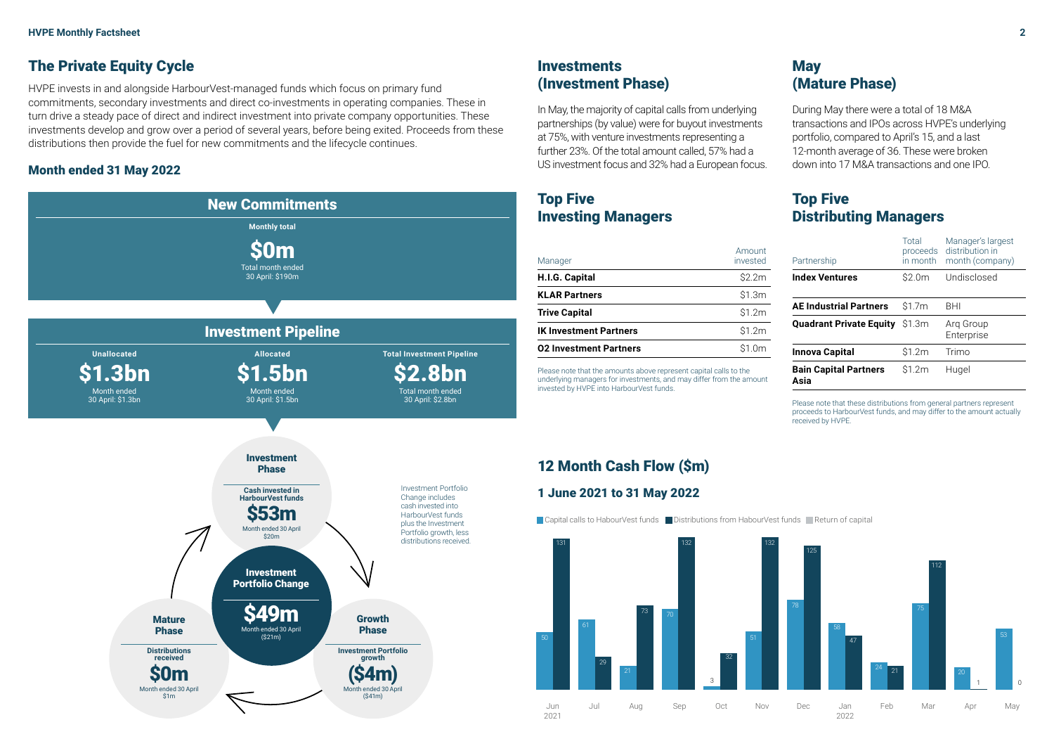## The Private Equity Cycle

HVPE invests in and alongside HarbourVest-managed funds which focus on primary fund commitments, secondary investments and direct co-investments in operating companies. These in turn drive a steady pace of direct and indirect investment into private company opportunities. These investments develop and grow over a period of several years, before being exited. Proceeds from these distributions then provide the fuel for new commitments and the lifecycle continues.

### Month ended 31 May 2022

**New Commitments**

Monthly total

**$0m**

Total month ended 30 April: $190m

**Investment Pipeline**

| Unallocated | Allocated | Total Investment Pipeline |
|---|---|---|
| **$1.3bn** | **$1.5bn** | **$2.8bn** |
| Month ended 30 April: $1.3bn | Month ended 30 April: $1.5bn | Total month ended 30 April: $2.8bn |

**Investment Phase**

Cash invested in HarbourVest funds

**$53m**

Month ended 30 April $20m

**Investment Portfolio Change**

**$49m**

Month ended 30 April ($21m)

Investment Portfolio Change includes cash invested into HarbourVest funds plus the Investment Portfolio growth, less distributions received.

**Growth Phase**

Investment Portfolio growth

**($4m)**

Month ended 30 April ($41m)

**Mature Phase**

Distributions received

**$0m**

Month ended 30 April $1m

## Investments (Investment Phase)

In May, the majority of capital calls from underlying partnerships (by value) were for buyout investments at 75%, with venture investments representing a further 23%. Of the total amount called, 57% had a US investment focus and 32% had a European focus.

## Top Five Investing Managers

| Manager | Amount invested |
|---|---|
| **H.I.G. Capital** | $2.2m |
| **KLAR Partners** | $1.3m |
| **Trive Capital** | $1.2m |
| **IK Investment Partners** | $1.2m |
| **O2 Investment Partners** | $1.0m |

Please note that the amounts above represent capital calls to the underlying managers for investments, and may differ from the amount invested by HVPE into HarbourVest funds.

## May (Mature Phase)

During May there were a total of 18 M&A transactions and IPOs across HVPE's underlying portfolio, compared to April's 15, and a last 12-month average of 36. These were broken down into 17 M&A transactions and one IPO.

## Top Five Distributing Managers

| Partnership | Total proceeds in month | Manager's largest distribution in month (company) |
|---|---|---|
| **Index Ventures** | $2.0m | Undisclosed |
| **AE Industrial Partners** | $1.7m | BHI |
| **Quadrant Private Equity** | $1.3m | Arq Group Enterprise |
| **Innova Capital** | $1.2m | Trimo |
| **Bain Capital Partners Asia** | $1.2m | Hugel |

Please note that these distributions from general partners represent proceeds to HarbourVest funds, and may differ to the amount actually received by HVPE.

## 12 Month Cash Flow ($m)

### 1 June 2021 to 31 May 2022

| Month | Capital calls to HabourVest funds | Distributions from HabourVest funds |
|---|---|---|
| Jun 2021 | 50 | 131 |
| Jul | 61 | 29 |
| Aug | 21 | 73 |
| Sep | 70 | 132 |
| Oct | 3 | 32 |
| Nov | 51 | 132 |
| Dec | 78 | 125 |
| Jan 2022 | 58 | 47 |
| Feb | 24 | 21 |
| Mar | 75 | 112 |
| Apr | 20 | 1 |
| May | 53 | 0 |

Legend: Capital calls to HabourVest funds; Distributions from HabourVest funds; Return of capital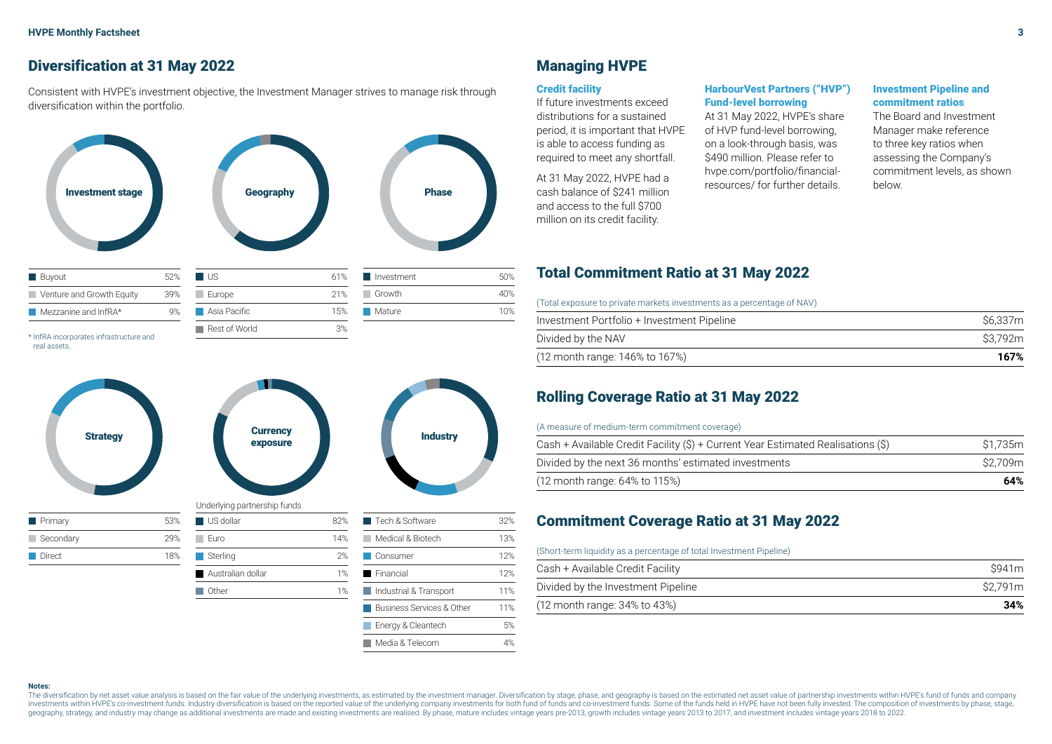## Diversification at 31 May 2022

Consistent with HVPE's investment objective, the Investment Manager strives to manage risk through diversification within the portfolio.

**Investment stage**

| Investment stage | |
|---|---|
| Buyout | 52% |
| Venture and Growth Equity | 39% |
| Mezzanine and InfRA* | 9% |

\* InfRA incorporates infrastructure and real assets.

**Geography**

| Geography | |
|---|---|
| US | 61% |
| Europe | 21% |
| Asia Pacific | 15% |
| Rest of World | 3% |

**Phase**

| Phase | |
|---|---|
| Investment | 50% |
| Growth | 40% |
| Mature | 10% |

**Strategy**

| Strategy | |
|---|---|
| Primary | 53% |
| Secondary | 29% |
| Direct | 18% |

**Currency exposure**

Underlying partnership funds

| Currency exposure | |
|---|---|
| US dollar | 82% |
| Euro | 14% |
| Sterling | 2% |
| Australian dollar | 1% |
| Other | 1% |

**Industry**

| Industry | |
|---|---|
| Tech & Software | 32% |
| Medical & Biotech | 13% |
| Consumer | 12% |
| Financial | 12% |
| Industrial & Transport | 11% |
| Business Services & Other | 11% |
| Energy & Cleantech | 5% |
| Media & Telecom | 4% |

## Managing HVPE

### Credit facility

If future investments exceed distributions for a sustained period, it is important that HVPE is able to access funding as required to meet any shortfall.

At 31 May 2022, HVPE had a cash balance of $241 million and access to the full $700 million on its credit facility.

### HarbourVest Partners ("HVP") Fund-level borrowing

At 31 May 2022, HVPE's share of HVP fund-level borrowing, on a look-through basis, was $490 million. Please refer to hvpe.com/portfolio/financial-resources/ for further details.

### Investment Pipeline and commitment ratios

The Board and Investment Manager make reference to three key ratios when assessing the Company's commitment levels, as shown below.

## Total Commitment Ratio at 31 May 2022

(Total exposure to private markets investments as a percentage of NAV)

| | |
|---|---|
| Investment Portfolio + Investment Pipeline | $6,337m |
| Divided by the NAV | $3,792m |
| (12 month range: 146% to 167%) | **167%** |

## Rolling Coverage Ratio at 31 May 2022

(A measure of medium-term commitment coverage)

| | |
|---|---|
| Cash + Available Credit Facility ($) + Current Year Estimated Realisations ($) | $1,735m |
| Divided by the next 36 months' estimated investments | $2,709m |
| (12 month range: 64% to 115%) | **64%** |

## Commitment Coverage Ratio at 31 May 2022

(Short-term liquidity as a percentage of total Investment Pipeline)

| | |
|---|---|
| Cash + Available Credit Facility | $941m |
| Divided by the Investment Pipeline | $2,791m |
| (12 month range: 34% to 43%) | **34%** |

**Notes:**
The diversification by net asset value analysis is based on the fair value of the underlying investments, as estimated by the investment manager. Diversification by stage, phase, and geography is based on the estimated net asset value of partnership investments within HVPE's fund of funds and company investments within HVPE's co-investment funds. Industry diversification is based on the reported value of the underlying company investments for both fund of funds and co-investment funds. Some of the funds held in HVPE have not been fully invested. The composition of investments by phase, stage, geography, strategy, and industry may change as additional investments are made and existing investments are realised. By phase, mature includes vintage years pre-2013, growth includes vintage years 2013 to 2017, and investment includes vintage years 2018 to 2022.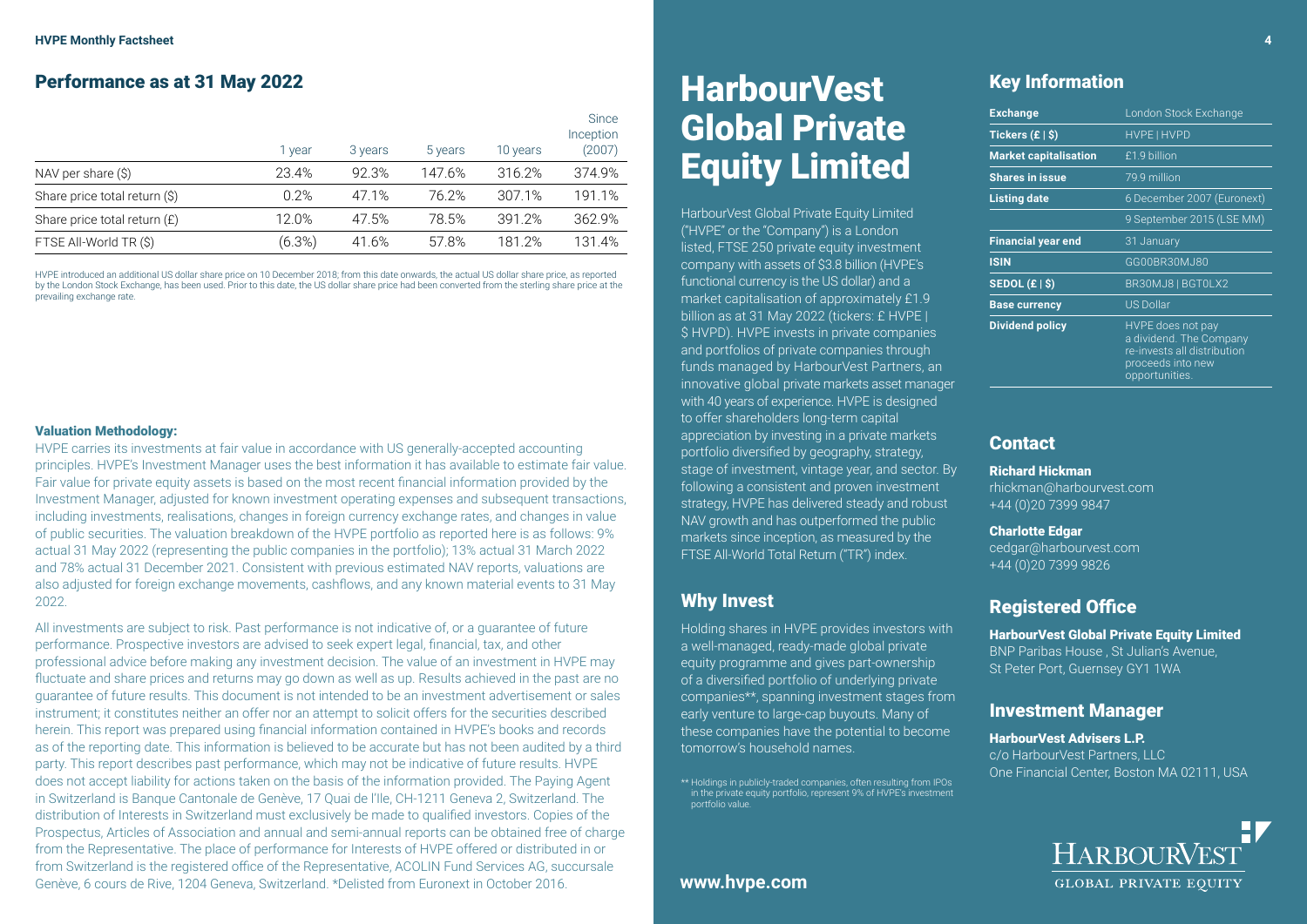## Performance as at 31 May 2022

| | 1 year | 3 years | 5 years | 10 years | Since Inception (2007) |
|---|---|---|---|---|---|
| NAV per share ($) | 23.4% | 92.3% | 147.6% | 316.2% | 374.9% |
| Share price total return ($) | 0.2% | 47.1% | 76.2% | 307.1% | 191.1% |
| Share price total return (£) | 12.0% | 47.5% | 78.5% | 391.2% | 362.9% |
| FTSE All-World TR ($) | (6.3%) | 41.6% | 57.8% | 181.2% | 131.4% |

HVPE introduced an additional US dollar share price on 10 December 2018; from this date onwards, the actual US dollar share price, as reported by the London Stock Exchange, has been used. Prior to this date, the US dollar share price had been converted from the sterling share price at the prevailing exchange rate.

**Valuation Methodology:**

HVPE carries its investments at fair value in accordance with US generally-accepted accounting principles. HVPE's Investment Manager uses the best information it has available to estimate fair value. Fair value for private equity assets is based on the most recent financial information provided by the Investment Manager, adjusted for known investment operating expenses and subsequent transactions, including investments, realisations, changes in foreign currency exchange rates, and changes in value of public securities. The valuation breakdown of the HVPE portfolio as reported here is as follows: 9% actual 31 May 2022 (representing the public companies in the portfolio); 13% actual 31 March 2022 and 78% actual 31 December 2021. Consistent with previous estimated NAV reports, valuations are also adjusted for foreign exchange movements, cashflows, and any known material events to 31 May 2022.

All investments are subject to risk. Past performance is not indicative of, or a guarantee of future performance. Prospective investors are advised to seek expert legal, financial, tax, and other professional advice before making any investment decision. The value of an investment in HVPE may fluctuate and share prices and returns may go down as well as up. Results achieved in the past are no guarantee of future results. This document is not intended to be an investment advertisement or sales instrument; it constitutes neither an offer nor an attempt to solicit offers for the securities described herein. This report was prepared using financial information contained in HVPE's books and records as of the reporting date. This information is believed to be accurate but has not been audited by a third party. This report describes past performance, which may not be indicative of future results. HVPE does not accept liability for actions taken on the basis of the information provided. The Paying Agent in Switzerland is Banque Cantonale de Genève, 17 Quai de l'Ile, CH-1211 Geneva 2, Switzerland. The distribution of Interests in Switzerland must exclusively be made to qualified investors. Copies of the Prospectus, Articles of Association and annual and semi-annual reports can be obtained free of charge from the Representative. The place of performance for Interests of HVPE offered or distributed in or from Switzerland is the registered office of the Representative, ACOLIN Fund Services AG, succursale Genève, 6 cours de Rive, 1204 Geneva, Switzerland. *Delisted from Euronext in October 2016.

# HarbourVest Global Private Equity Limited

HarbourVest Global Private Equity Limited ("HVPE" or the "Company") is a London listed, FTSE 250 private equity investment company with assets of $3.8 billion (HVPE's functional currency is the US dollar) and a market capitalisation of approximately £1.9 billion as at 31 May 2022 (tickers: £ HVPE | $ HVPD). HVPE invests in private companies and portfolios of private companies through funds managed by HarbourVest Partners, an innovative global private markets asset manager with 40 years of experience. HVPE is designed to offer shareholders long-term capital appreciation by investing in a private markets portfolio diversified by geography, strategy, stage of investment, vintage year, and sector. By following a consistent and proven investment strategy, HVPE has delivered steady and robust NAV growth and has outperformed the public markets since inception, as measured by the FTSE All-World Total Return ("TR") index.

## Why Invest

Holding shares in HVPE provides investors with a well-managed, ready-made global private equity programme and gives part-ownership of a diversified portfolio of underlying private companies**, spanning investment stages from early venture to large-cap buyouts. Many of these companies have the potential to become tomorrow's household names.

** Holdings in publicly-traded companies, often resulting from IPOs in the private equity portfolio, represent 9% of HVPE's investment portfolio value.

**www.hvpe.com**

## Key Information

| | |
|---|---|
| **Exchange** | London Stock Exchange |
| **Tickers (£ \| $)** | HVPE \| HVPD |
| **Market capitalisation** | £1.9 billion |
| **Shares in issue** | 79.9 million |
| **Listing date** | 6 December 2007 (Euronext) |
| | 9 September 2015 (LSE MM) |
| **Financial year end** | 31 January |
| **ISIN** | GG00BR30MJ80 |
| **SEDOL (£ \| $)** | BR30MJ8 \| BGT0LX2 |
| **Base currency** | US Dollar |
| **Dividend policy** | HVPE does not pay a dividend. The Company re-invests all distribution proceeds into new opportunities. |

## Contact

**Richard Hickman**
rhickman@harbourvest.com
+44 (0)20 7399 9847

**Charlotte Edgar**
cedgar@harbourvest.com
+44 (0)20 7399 9826

## Registered Office

**HarbourVest Global Private Equity Limited**
BNP Paribas House , St Julian's Avenue,
St Peter Port, Guernsey GY1 1WA

## Investment Manager

**HarbourVest Advisers L.P.**
c/o HarbourVest Partners, LLC
One Financial Center, Boston MA 02111, USA

HarbourVest
GLOBAL PRIVATE EQUITY